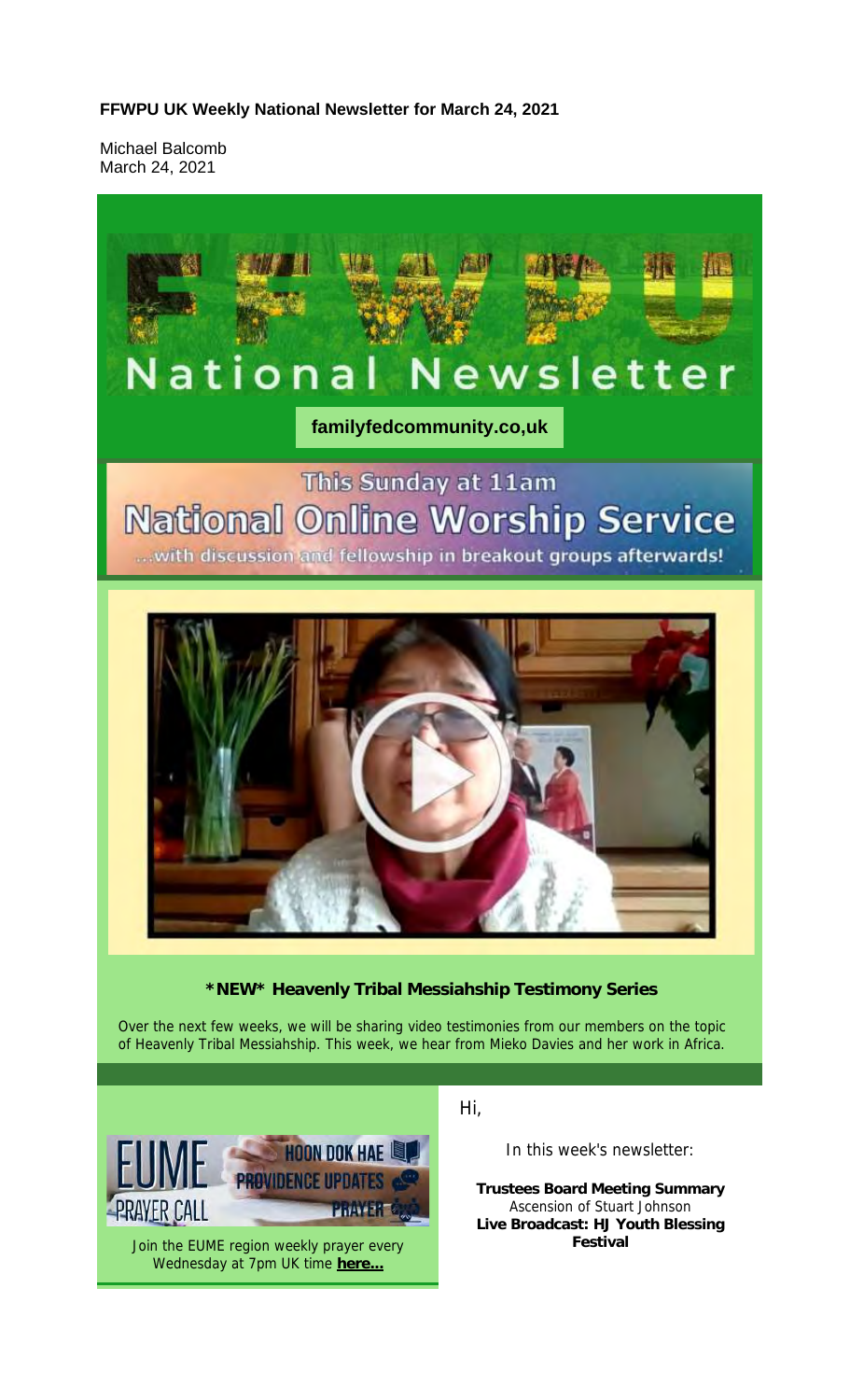**FFWPU UK Weekly National Newsletter for March 24, 2021**

Michael Balcomb
March 24, 2021

# FFWPU National Newsletter

familyfedcommunity.co,uk

## This Sunday at 11am National Online Worship Service

...with discussion and fellowship in breakout groups afterwards!

### \*NEW\* Heavenly Tribal Messiahship Testimony Series

Over the next few weeks, we will be sharing video testimonies from our members on the topic of Heavenly Tribal Messiahship. This week, we hear from Mieko Davies and her work in Africa.

EUME PRAYER CALL — HOON DOK HAE — PROVIDENCE UPDATES — PRAYER

Join the EUME region weekly prayer every Wednesday at 7pm UK time **here...**

Hi,

In this week's newsletter:

**Trustees Board Meeting Summary**
Ascension of Stuart Johnson
**Live Broadcast: HJ Youth Blessing Festival**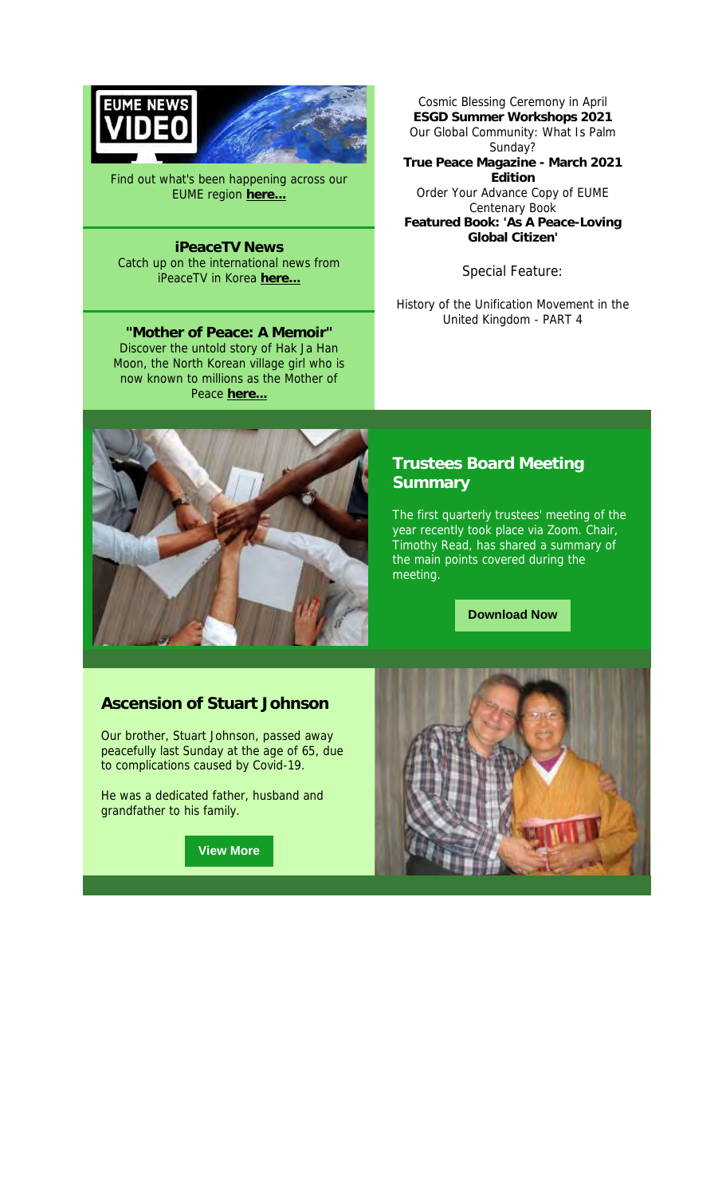EUME NEWS VIDEO

Find out what's been happening across our EUME region **here...**

**iPeaceTV News**

Catch up on the international news from iPeaceTV in Korea **here...**

**"Mother of Peace: A Memoir"**

Discover the untold story of Hak Ja Han Moon, the North Korean village girl who is now known to millions as the Mother of Peace **here...**

Cosmic Blessing Ceremony in April

**ESGD Summer Workshops 2021**

Our Global Community: What Is Palm Sunday?

**True Peace Magazine - March 2021 Edition**

Order Your Advance Copy of EUME Centenary Book

**Featured Book: 'As A Peace-Loving Global Citizen'**

Special Feature:

History of the Unification Movement in the United Kingdom - PART 4

## Trustees Board Meeting Summary

The first quarterly trustees' meeting of the year recently took place via Zoom. Chair, Timothy Read, has shared a summary of the main points covered during the meeting.

**Download Now**

## Ascension of Stuart Johnson

Our brother, Stuart Johnson, passed away peacefully last Sunday at the age of 65, due to complications caused by Covid-19.

He was a dedicated father, husband and grandfather to his family.

**View More**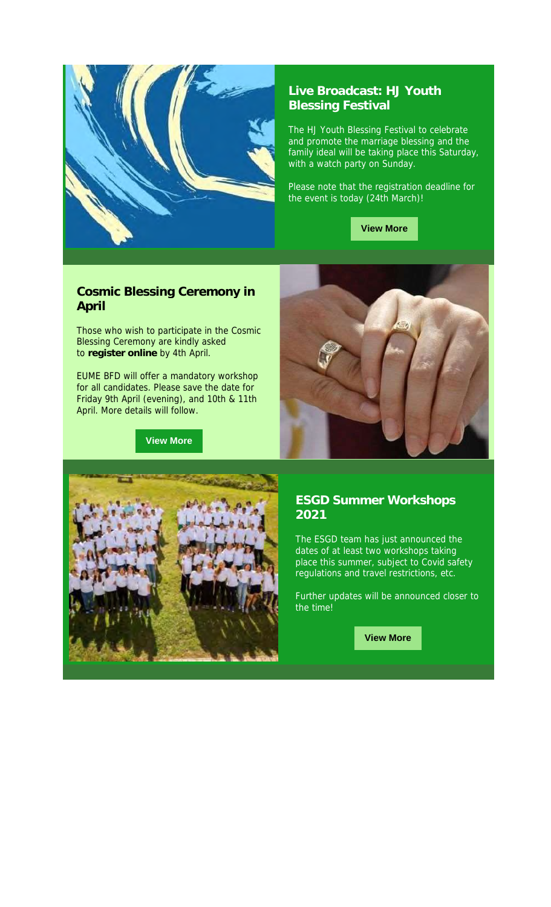## Live Broadcast: HJ Youth Blessing Festival

The HJ Youth Blessing Festival to celebrate and promote the marriage blessing and the family ideal will be taking place this Saturday, with a watch party on Sunday.

Please note that the registration deadline for the event is today (24th March)!

**View More**

## Cosmic Blessing Ceremony in April

Those who wish to participate in the Cosmic Blessing Ceremony are kindly asked to **register online** by 4th April.

EUME BFD will offer a mandatory workshop for all candidates. Please save the date for Friday 9th April (evening), and 10th & 11th April. More details will follow.

**View More**

## ESGD Summer Workshops 2021

The ESGD team has just announced the dates of at least two workshops taking place this summer, subject to Covid safety regulations and travel restrictions, etc.

Further updates will be announced closer to the time!

**View More**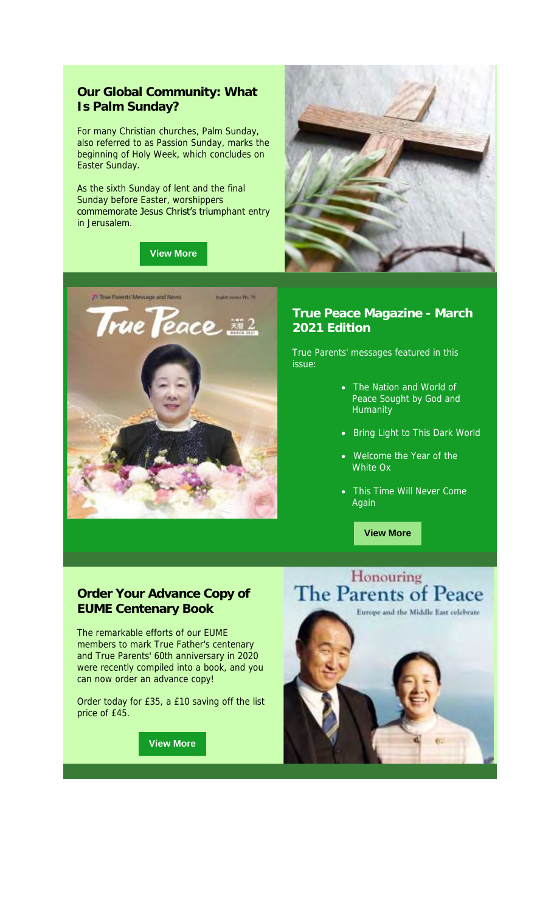## Our Global Community: What Is Palm Sunday?

For many Christian churches, Palm Sunday, also referred to as Passion Sunday, marks the beginning of Holy Week, which concludes on Easter Sunday.

As the sixth Sunday of lent and the final Sunday before Easter, worshippers commemorate Jesus Christ's triumphant entry in Jerusalem.

**View More**

## True Peace Magazine - March 2021 Edition

True Parents' messages featured in this issue:

- The Nation and World of Peace Sought by God and Humanity
- Bring Light to This Dark World
- Welcome the Year of the White Ox
- This Time Will Never Come Again

**View More**

## Order Your Advance Copy of EUME Centenary Book

The remarkable efforts of our EUME members to mark True Father's centenary and True Parents' 60th anniversary in 2020 were recently compiled into a book, and you can now order an advance copy!

Order today for £35, a £10 saving off the list price of £45.

**View More**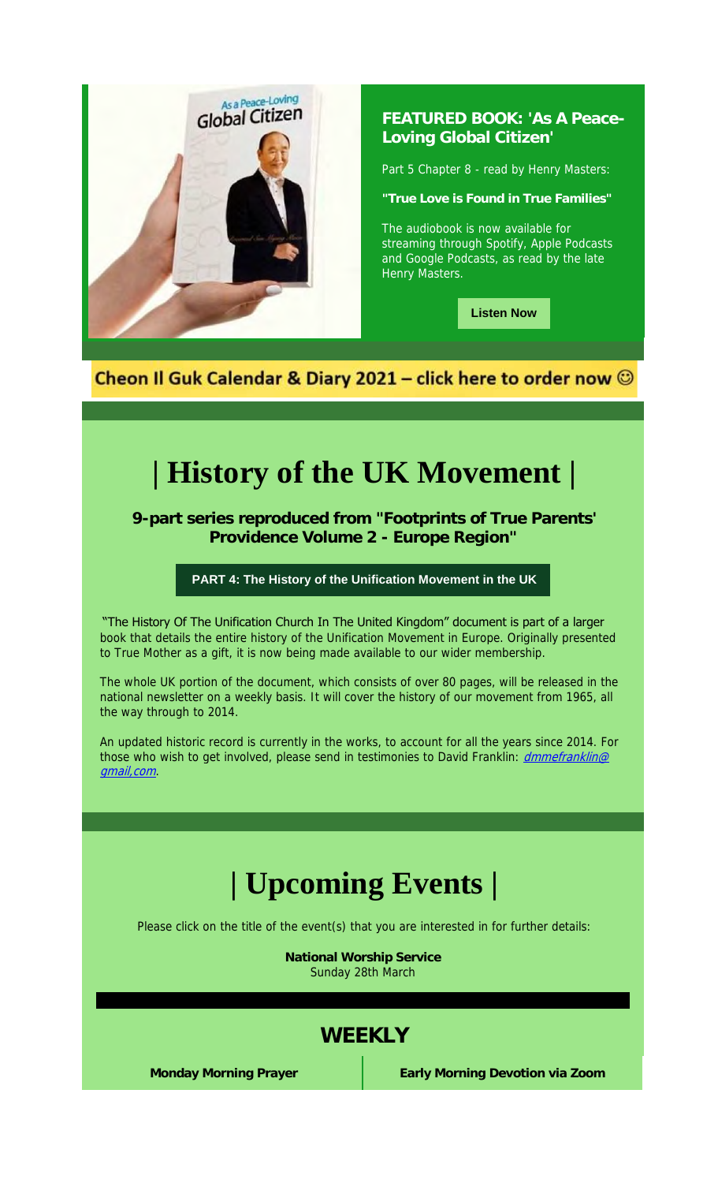**FEATURED BOOK: 'As A Peace-Loving Global Citizen'**

Part 5 Chapter 8 - read by Henry Masters:

**"True Love is Found in True Families"**

The audiobook is now available for streaming through Spotify, Apple Podcasts and Google Podcasts, as read by the late Henry Masters.

**Listen Now**

**Cheon Il Guk Calendar & Diary 2021 – click here to order now ☺**

# | History of the UK Movement |

**9-part series reproduced from "Footprints of True Parents' Providence Volume 2 - Europe Region"**

**PART 4: The History of the Unification Movement in the UK**

"The History Of The Unification Church In The United Kingdom" document is part of a larger book that details the entire history of the Unification Movement in Europe. Originally presented to True Mother as a gift, it is now being made available to our wider membership.

The whole UK portion of the document, which consists of over 80 pages, will be released in the national newsletter on a weekly basis. It will cover the history of our movement from 1965, all the way through to 2014.

An updated historic record is currently in the works, to account for all the years since 2014. For those who wish to get involved, please send in testimonies to David Franklin: *dmmefranklin@gmail,com*.

# | Upcoming Events |

Please click on the title of the event(s) that you are interested in for further details:

**National Worship Service**
Sunday 28th March

## WEEKLY

**Monday Morning Prayer**

**Early Morning Devotion via Zoom**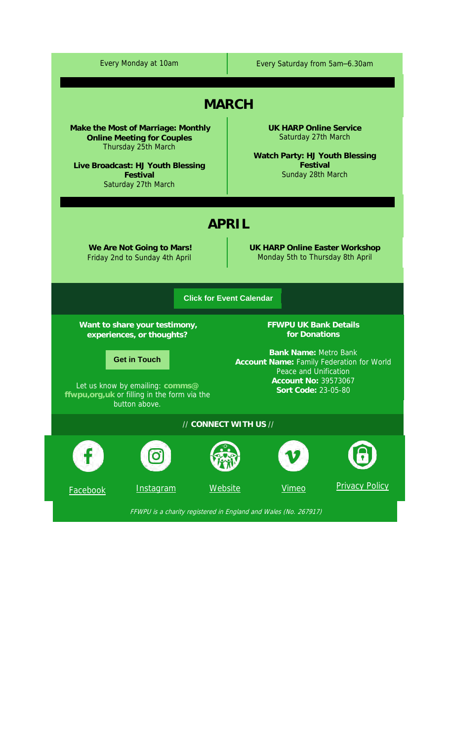Every Monday at 10am

Every Saturday from 5am–6.30am

## MARCH

**Make the Most of Marriage: Monthly Online Meeting for Couples**
Thursday 25th March

**Live Broadcast: HJ Youth Blessing Festival**
Saturday 27th March

**UK HARP Online Service**
Saturday 27th March

**Watch Party: HJ Youth Blessing Festival**
Sunday 28th March

## APRIL

**We Are Not Going to Mars!**
Friday 2nd to Sunday 4th April

**UK HARP Online Easter Workshop**
Monday 5th to Thursday 8th April

**Click for Event Calendar**

**Want to share your testimony, experiences, or thoughts?**

**Get in Touch**

Let us know by emailing: **comms@ ffwpu,org,uk** or filling in the form via the button above.

**FFWPU UK Bank Details for Donations**

**Bank Name:** Metro Bank
**Account Name:** Family Federation for World Peace and Unification
**Account No:** 39573067
**Sort Code:** 23-05-80

// **CONNECT WITH US** //

Facebook Instagram Website Vimeo Privacy Policy

*FFWPU is a charity registered in England and Wales (No. 267917)*